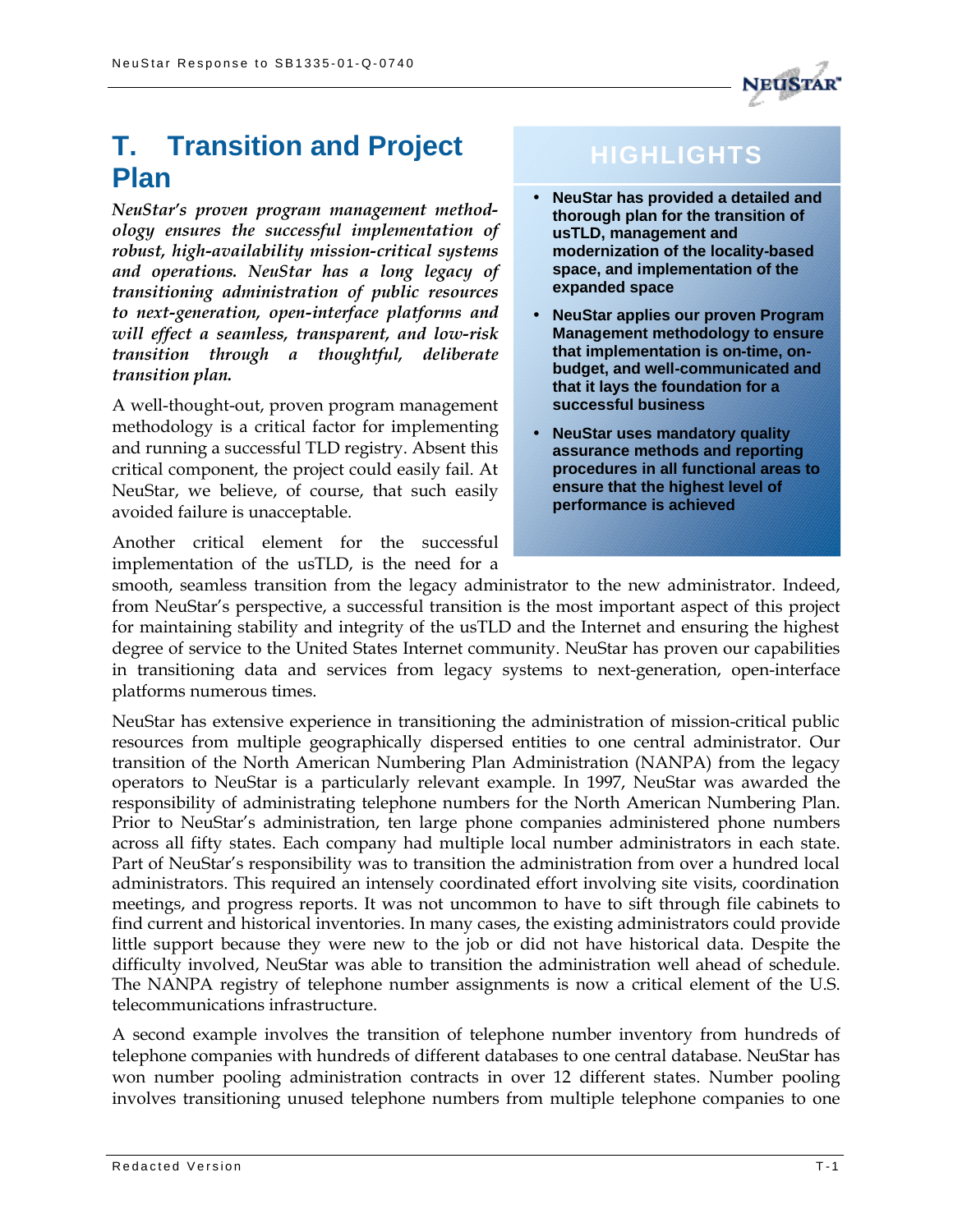# T. Transition and Project Plan

*NeuStar's proven program management methodology ensures the successful implementation of robust, high-availability mission-critical systems and operations. NeuStar has a long legacy of transitioning administration of public resources to next-generation, open-interface platforms and will effect a seamless, transparent, and low-risk transition through a thoughtful, deliberate transition plan.*

> **HIGHLIGHTS**
>
> - **NeuStar has provided a detailed and thorough plan for the transition of usTLD, management and modernization of the locality-based space, and implementation of the expanded space**
> - **NeuStar applies our proven Program Management methodology to ensure that implementation is on-time, on-budget, and well-communicated and that it lays the foundation for a successful business**
> - **NeuStar uses mandatory quality assurance methods and reporting procedures in all functional areas to ensure that the highest level of performance is achieved**

A well-thought-out, proven program management methodology is a critical factor for implementing and running a successful TLD registry. Absent this critical component, the project could easily fail. At NeuStar, we believe, of course, that such easily avoided failure is unacceptable.

Another critical element for the successful implementation of the usTLD, is the need for a smooth, seamless transition from the legacy administrator to the new administrator. Indeed, from NeuStar's perspective, a successful transition is the most important aspect of this project for maintaining stability and integrity of the usTLD and the Internet and ensuring the highest degree of service to the United States Internet community. NeuStar has proven our capabilities in transitioning data and services from legacy systems to next-generation, open-interface platforms numerous times.

NeuStar has extensive experience in transitioning the administration of mission-critical public resources from multiple geographically dispersed entities to one central administrator. Our transition of the North American Numbering Plan Administration (NANPA) from the legacy operators to NeuStar is a particularly relevant example. In 1997, NeuStar was awarded the responsibility of administrating telephone numbers for the North American Numbering Plan. Prior to NeuStar's administration, ten large phone companies administered phone numbers across all fifty states. Each company had multiple local number administrators in each state. Part of NeuStar's responsibility was to transition the administration from over a hundred local administrators. This required an intensely coordinated effort involving site visits, coordination meetings, and progress reports. It was not uncommon to have to sift through file cabinets to find current and historical inventories. In many cases, the existing administrators could provide little support because they were new to the job or did not have historical data. Despite the difficulty involved, NeuStar was able to transition the administration well ahead of schedule. The NANPA registry of telephone number assignments is now a critical element of the U.S. telecommunications infrastructure.

A second example involves the transition of telephone number inventory from hundreds of telephone companies with hundreds of different databases to one central database. NeuStar has won number pooling administration contracts in over 12 different states. Number pooling involves transitioning unused telephone numbers from multiple telephone companies to one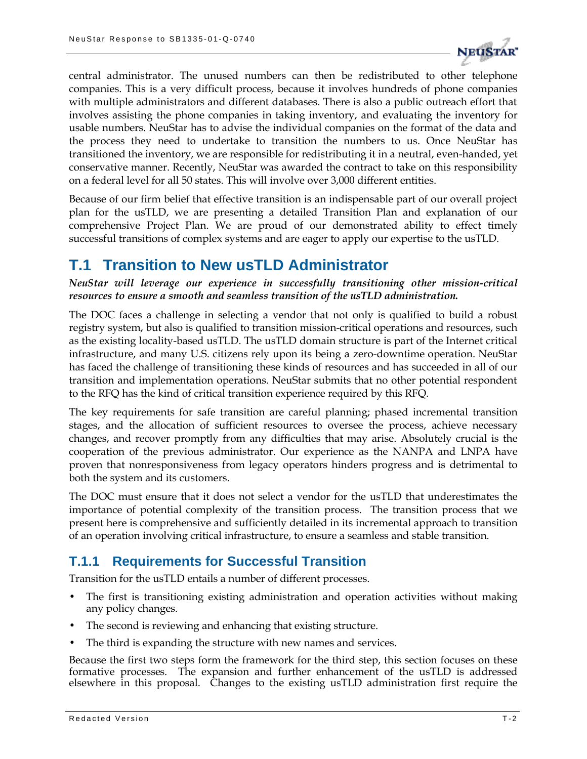central administrator. The unused numbers can then be redistributed to other telephone companies. This is a very difficult process, because it involves hundreds of phone companies with multiple administrators and different databases. There is also a public outreach effort that involves assisting the phone companies in taking inventory, and evaluating the inventory for usable numbers. NeuStar has to advise the individual companies on the format of the data and the process they need to undertake to transition the numbers to us. Once NeuStar has transitioned the inventory, we are responsible for redistributing it in a neutral, even-handed, yet conservative manner. Recently, NeuStar was awarded the contract to take on this responsibility on a federal level for all 50 states. This will involve over 3,000 different entities.

Because of our firm belief that effective transition is an indispensable part of our overall project plan for the usTLD, we are presenting a detailed Transition Plan and explanation of our comprehensive Project Plan. We are proud of our demonstrated ability to effect timely successful transitions of complex systems and are eager to apply our expertise to the usTLD.

# T.1 Transition to New usTLD Administrator

***NeuStar will leverage our experience in successfully transitioning other mission-critical resources to ensure a smooth and seamless transition of the usTLD administration.***

The DOC faces a challenge in selecting a vendor that not only is qualified to build a robust registry system, but also is qualified to transition mission-critical operations and resources, such as the existing locality-based usTLD. The usTLD domain structure is part of the Internet critical infrastructure, and many U.S. citizens rely upon its being a zero-downtime operation. NeuStar has faced the challenge of transitioning these kinds of resources and has succeeded in all of our transition and implementation operations. NeuStar submits that no other potential respondent to the RFQ has the kind of critical transition experience required by this RFQ.

The key requirements for safe transition are careful planning; phased incremental transition stages, and the allocation of sufficient resources to oversee the process, achieve necessary changes, and recover promptly from any difficulties that may arise. Absolutely crucial is the cooperation of the previous administrator. Our experience as the NANPA and LNPA have proven that nonresponsiveness from legacy operators hinders progress and is detrimental to both the system and its customers.

The DOC must ensure that it does not select a vendor for the usTLD that underestimates the importance of potential complexity of the transition process. The transition process that we present here is comprehensive and sufficiently detailed in its incremental approach to transition of an operation involving critical infrastructure, to ensure a seamless and stable transition.

## T.1.1 Requirements for Successful Transition

Transition for the usTLD entails a number of different processes.

- The first is transitioning existing administration and operation activities without making any policy changes.
- The second is reviewing and enhancing that existing structure.
- The third is expanding the structure with new names and services.

Because the first two steps form the framework for the third step, this section focuses on these formative processes. The expansion and further enhancement of the usTLD is addressed elsewhere in this proposal. Changes to the existing usTLD administration first require the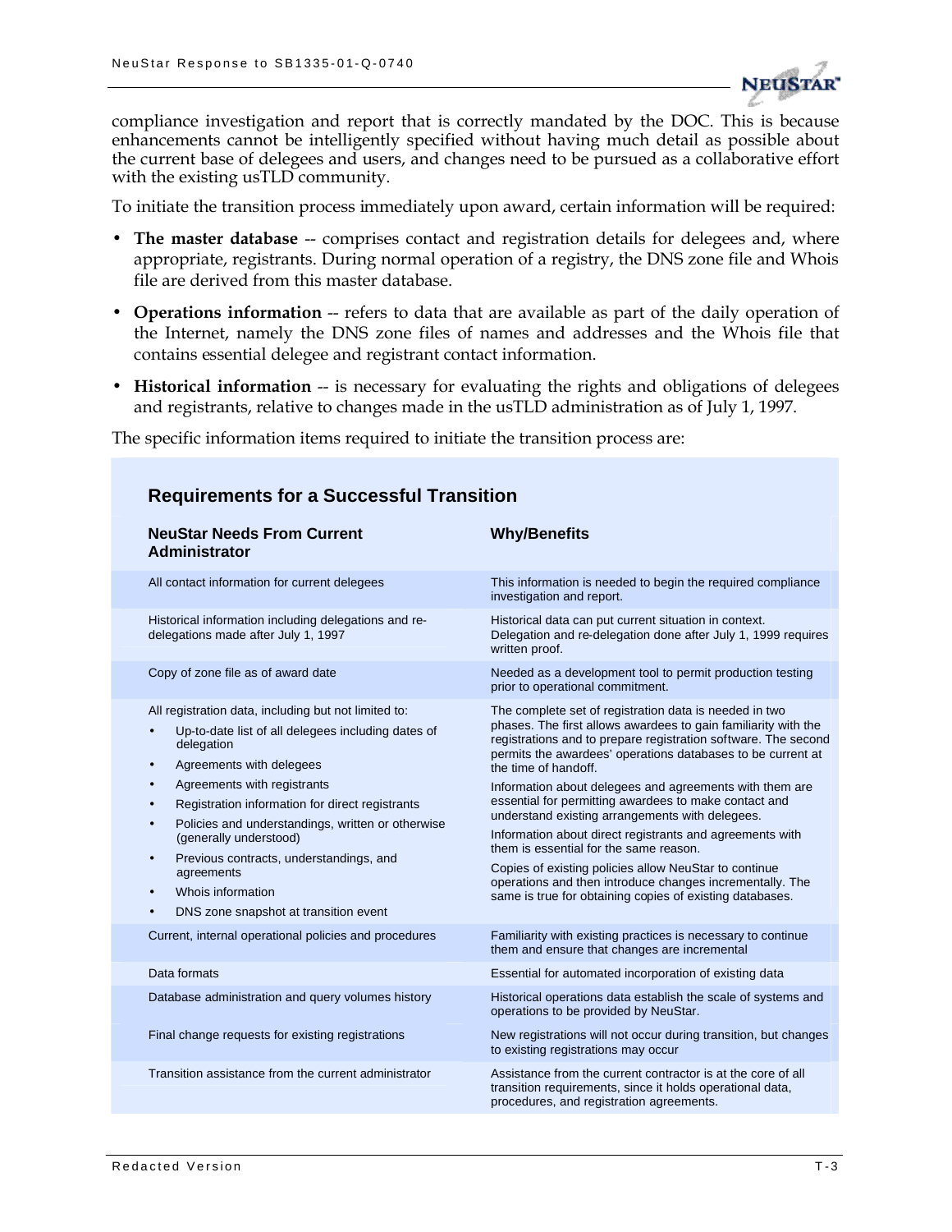compliance investigation and report that is correctly mandated by the DOC. This is because enhancements cannot be intelligently specified without having much detail as possible about the current base of delegees and users, and changes need to be pursued as a collaborative effort with the existing usTLD community.

To initiate the transition process immediately upon award, certain information will be required:

- **The master database** -- comprises contact and registration details for delegees and, where appropriate, registrants. During normal operation of a registry, the DNS zone file and Whois file are derived from this master database.
- **Operations information** -- refers to data that are available as part of the daily operation of the Internet, namely the DNS zone files of names and addresses and the Whois file that contains essential delegee and registrant contact information.
- **Historical information** -- is necessary for evaluating the rights and obligations of delegees and registrants, relative to changes made in the usTLD administration as of July 1, 1997.

The specific information items required to initiate the transition process are:

**Requirements for a Successful Transition**

| NeuStar Needs From Current Administrator | Why/Benefits |
|---|---|
| All contact information for current delegees | This information is needed to begin the required compliance investigation and report. |
| Historical information including delegations and re-delegations made after July 1, 1997 | Historical data can put current situation in context. Delegation and re-delegation done after July 1, 1999 requires written proof. |
| Copy of zone file as of award date | Needed as a development tool to permit production testing prior to operational commitment. |
| All registration data, including but not limited to:<br>• Up-to-date list of all delegees including dates of delegation<br>• Agreements with delegees<br>• Agreements with registrants<br>• Registration information for direct registrants<br>• Policies and understandings, written or otherwise (generally understood)<br>• Previous contracts, understandings, and agreements<br>• Whois information<br>• DNS zone snapshot at transition event | The complete set of registration data is needed in two phases. The first allows awardees to gain familiarity with the registrations and to prepare registration software. The second permits the awardees' operations databases to be current at the time of handoff.<br>Information about delegees and agreements with them are essential for permitting awardees to make contact and understand existing arrangements with delegees.<br>Information about direct registrants and agreements with them is essential for the same reason.<br>Copies of existing policies allow NeuStar to continue operations and then introduce changes incrementally. The same is true for obtaining copies of existing databases. |
| Current, internal operational policies and procedures | Familiarity with existing practices is necessary to continue them and ensure that changes are incremental |
| Data formats | Essential for automated incorporation of existing data |
| Database administration and query volumes history | Historical operations data establish the scale of systems and operations to be provided by NeuStar. |
| Final change requests for existing registrations | New registrations will not occur during transition, but changes to existing registrations may occur |
| Transition assistance from the current administrator | Assistance from the current contractor is at the core of all transition requirements, since it holds operational data, procedures, and registration agreements. |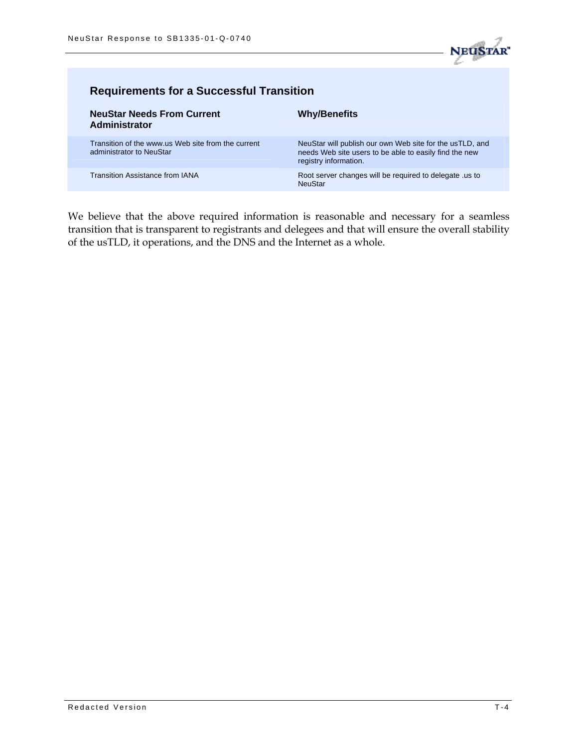### Requirements for a Successful Transition

| NeuStar Needs From Current Administrator | Why/Benefits |
| --- | --- |
| Transition of the www.us Web site from the current administrator to NeuStar | NeuStar will publish our own Web site for the usTLD, and needs Web site users to be able to easily find the new registry information. |
| Transition Assistance from IANA | Root server changes will be required to delegate .us to NeuStar |

We believe that the above required information is reasonable and necessary for a seamless transition that is transparent to registrants and delegees and that will ensure the overall stability of the usTLD, it operations, and the DNS and the Internet as a whole.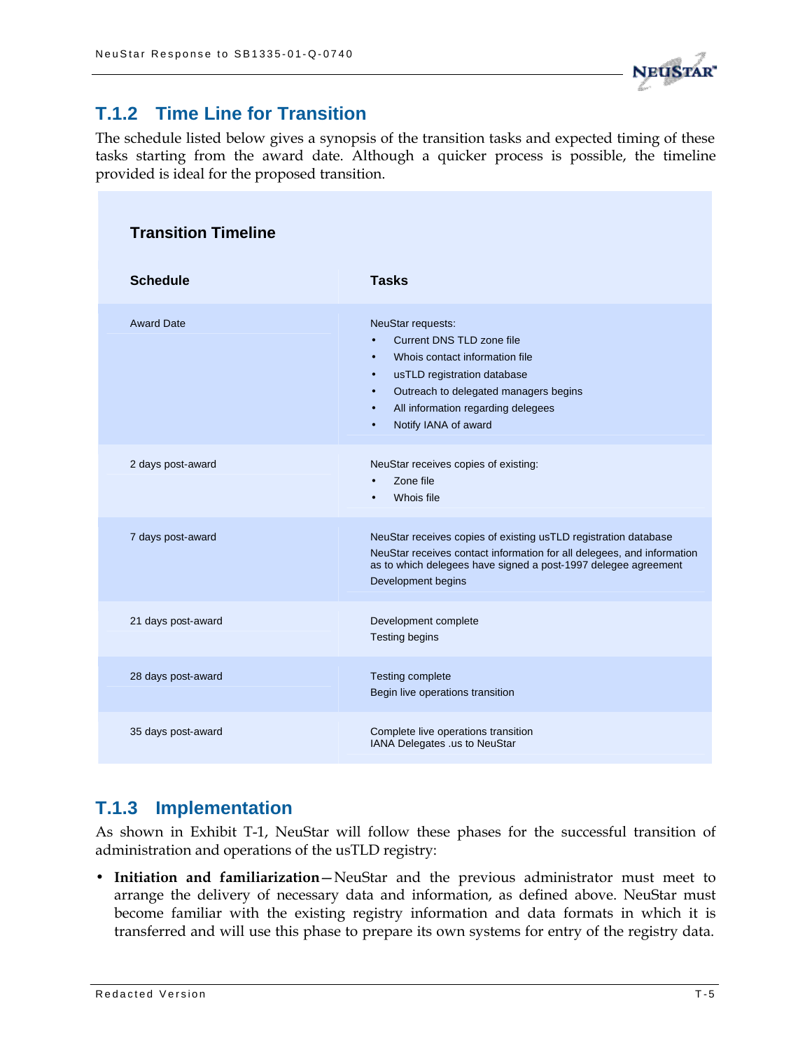### T.1.2 Time Line for Transition

The schedule listed below gives a synopsis of the transition tasks and expected timing of these tasks starting from the award date. Although a quicker process is possible, the timeline provided is ideal for the proposed transition.

**Transition Timeline**

| Schedule | Tasks |
|---|---|
| Award Date | NeuStar requests:<br>• Current DNS TLD zone file<br>• Whois contact information file<br>• usTLD registration database<br>• Outreach to delegated managers begins<br>• All information regarding delegees<br>• Notify IANA of award |
| 2 days post-award | NeuStar receives copies of existing:<br>• Zone file<br>• Whois file |
| 7 days post-award | NeuStar receives copies of existing usTLD registration database<br>NeuStar receives contact information for all delegees, and information as to which delegees have signed a post-1997 delegee agreement<br>Development begins |
| 21 days post-award | Development complete<br>Testing begins |
| 28 days post-award | Testing complete<br>Begin live operations transition |
| 35 days post-award | Complete live operations transition<br>IANA Delegates .us to NeuStar |

### T.1.3 Implementation

As shown in Exhibit T-1, NeuStar will follow these phases for the successful transition of administration and operations of the usTLD registry:

- **Initiation and familiarization**—NeuStar and the previous administrator must meet to arrange the delivery of necessary data and information, as defined above. NeuStar must become familiar with the existing registry information and data formats in which it is transferred and will use this phase to prepare its own systems for entry of the registry data.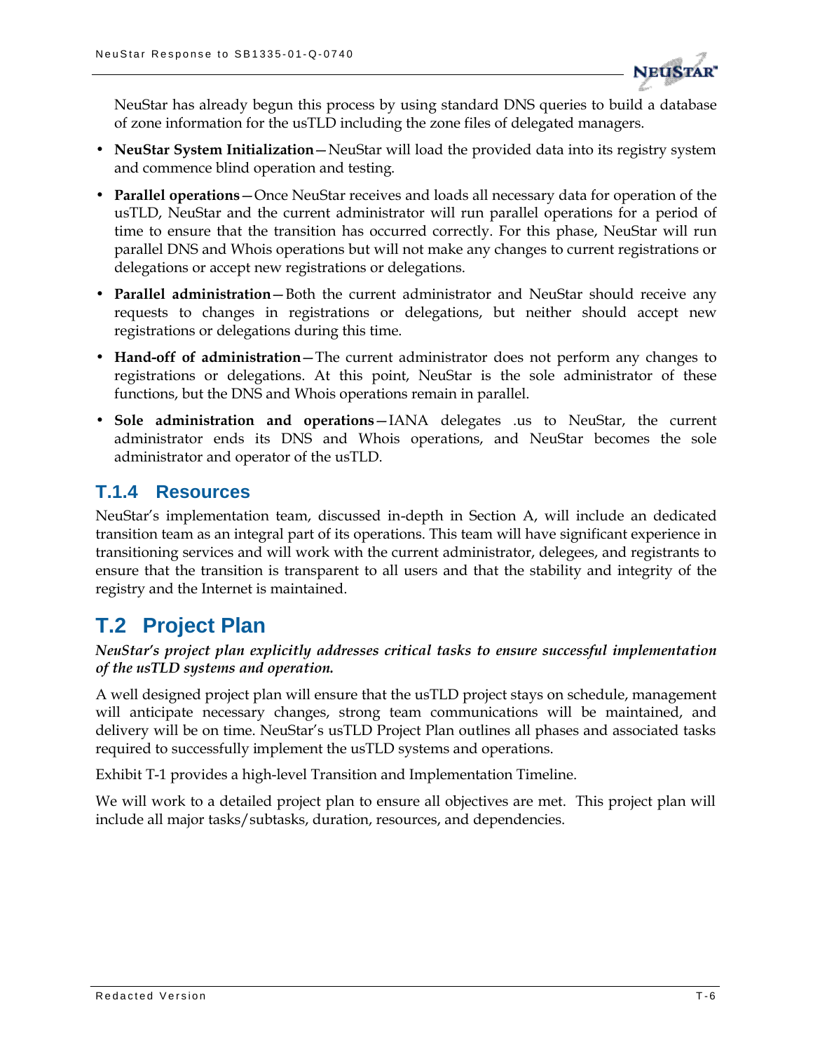NeuStar has already begun this process by using standard DNS queries to build a database of zone information for the usTLD including the zone files of delegated managers.

- **NeuStar System Initialization**—NeuStar will load the provided data into its registry system and commence blind operation and testing.
- **Parallel operations**—Once NeuStar receives and loads all necessary data for operation of the usTLD, NeuStar and the current administrator will run parallel operations for a period of time to ensure that the transition has occurred correctly. For this phase, NeuStar will run parallel DNS and Whois operations but will not make any changes to current registrations or delegations or accept new registrations or delegations.
- **Parallel administration**—Both the current administrator and NeuStar should receive any requests to changes in registrations or delegations, but neither should accept new registrations or delegations during this time.
- **Hand-off of administration**—The current administrator does not perform any changes to registrations or delegations. At this point, NeuStar is the sole administrator of these functions, but the DNS and Whois operations remain in parallel.
- **Sole administration and operations**—IANA delegates .us to NeuStar, the current administrator ends its DNS and Whois operations, and NeuStar becomes the sole administrator and operator of the usTLD.

### T.1.4 Resources

NeuStar's implementation team, discussed in-depth in Section A, will include an dedicated transition team as an integral part of its operations. This team will have significant experience in transitioning services and will work with the current administrator, delegees, and registrants to ensure that the transition is transparent to all users and that the stability and integrity of the registry and the Internet is maintained.

## T.2 Project Plan

***NeuStar's project plan explicitly addresses critical tasks to ensure successful implementation of the usTLD systems and operation.***

A well designed project plan will ensure that the usTLD project stays on schedule, management will anticipate necessary changes, strong team communications will be maintained, and delivery will be on time. NeuStar's usTLD Project Plan outlines all phases and associated tasks required to successfully implement the usTLD systems and operations.

Exhibit T-1 provides a high-level Transition and Implementation Timeline.

We will work to a detailed project plan to ensure all objectives are met. This project plan will include all major tasks/subtasks, duration, resources, and dependencies.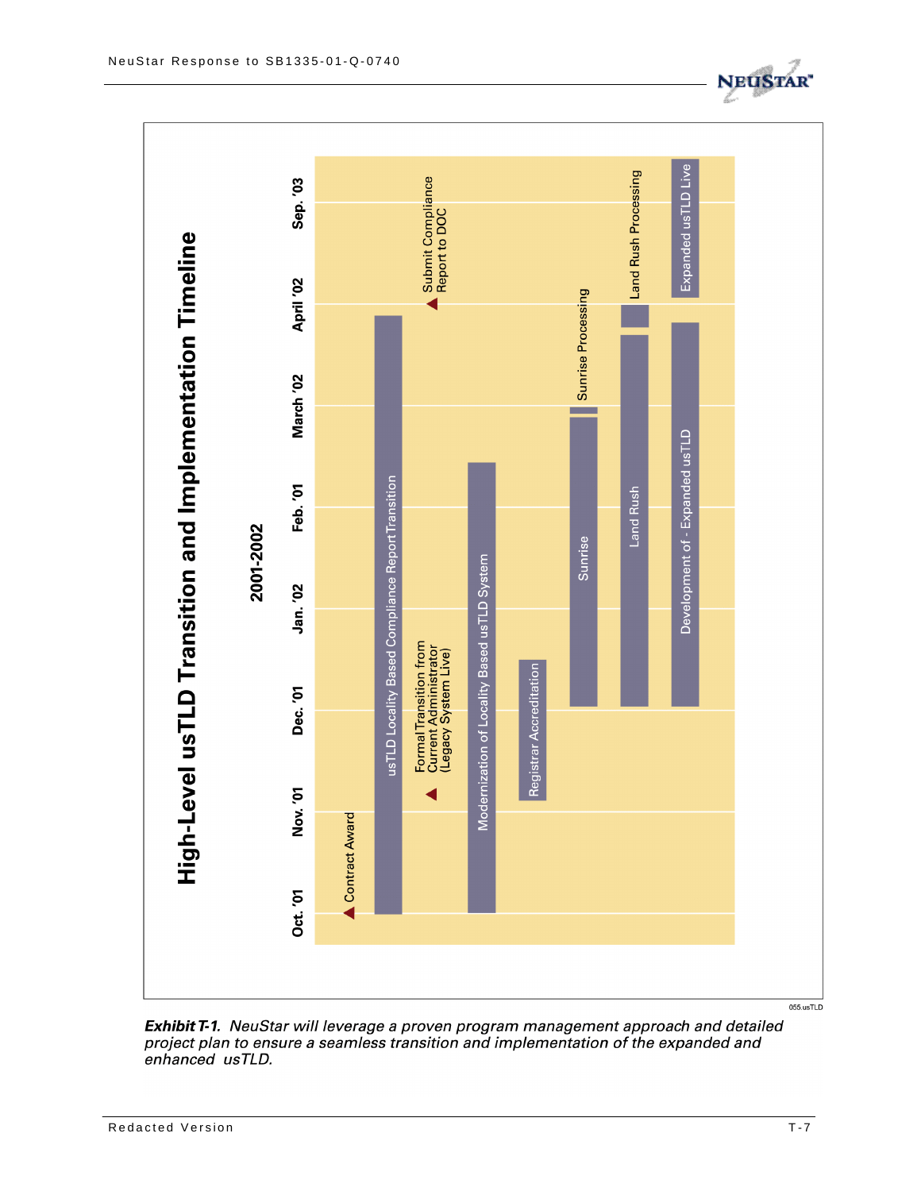# High-Level usTLD Transition and Implementation Timeline

**2001-2002**

| Activity | Timing |
|---|---|
| Contract Award (milestone) | Oct. '01 |
| usTLD Locality Based Compliance Report Transition | Oct. '01 – April '02 |
| Formal Transition from Current Administrator (Legacy System Live) (milestone) | Nov. '01 |
| Submit Compliance Report to DOC (milestone) | April '02 |
| Modernization of Locality Based usTLD System | Oct. '01 – Feb. '01 |
| Registrar Accreditation | Nov. '01 – Jan. '02 |
| Sunrise | Dec. '01 – March '02 |
| Sunrise Processing | March '02 |
| Land Rush | Dec. '01 – April '02 |
| Land Rush Processing | April '02 |
| Development of - Expanded usTLD | Dec. '01 – April '02 |
| Expanded usTLD Live | April '02 – Sep. '03 |

055.usTLD

***Exhibit T-1.** NeuStar will leverage a proven program management approach and detailed project plan to ensure a seamless transition and implementation of the expanded and enhanced usTLD.*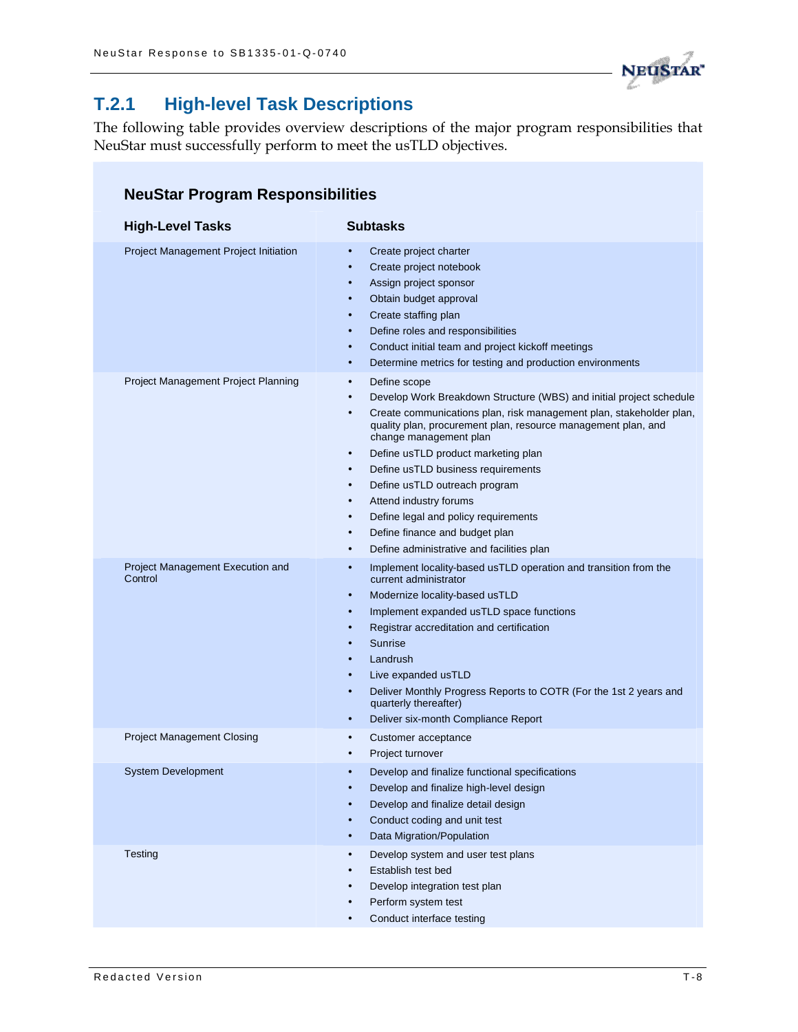## T.2.1 High-level Task Descriptions

The following table provides overview descriptions of the major program responsibilities that NeuStar must successfully perform to meet the usTLD objectives.

**NeuStar Program Responsibilities**

| High-Level Tasks | Subtasks |
|---|---|
| Project Management Project Initiation | • Create project charter<br>• Create project notebook<br>• Assign project sponsor<br>• Obtain budget approval<br>• Create staffing plan<br>• Define roles and responsibilities<br>• Conduct initial team and project kickoff meetings<br>• Determine metrics for testing and production environments |
| Project Management Project Planning | • Define scope<br>• Develop Work Breakdown Structure (WBS) and initial project schedule<br>• Create communications plan, risk management plan, stakeholder plan, quality plan, procurement plan, resource management plan, and change management plan<br>• Define usTLD product marketing plan<br>• Define usTLD business requirements<br>• Define usTLD outreach program<br>• Attend industry forums<br>• Define legal and policy requirements<br>• Define finance and budget plan<br>• Define administrative and facilities plan |
| Project Management Execution and Control | • Implement locality-based usTLD operation and transition from the current administrator<br>• Modernize locality-based usTLD<br>• Implement expanded usTLD space functions<br>• Registrar accreditation and certification<br>• Sunrise<br>• Landrush<br>• Live expanded usTLD<br>• Deliver Monthly Progress Reports to COTR (For the 1st 2 years and quarterly thereafter)<br>• Deliver six-month Compliance Report |
| Project Management Closing | • Customer acceptance<br>• Project turnover |
| System Development | • Develop and finalize functional specifications<br>• Develop and finalize high-level design<br>• Develop and finalize detail design<br>• Conduct coding and unit test<br>• Data Migration/Population |
| Testing | • Develop system and user test plans<br>• Establish test bed<br>• Develop integration test plan<br>• Perform system test<br>• Conduct interface testing |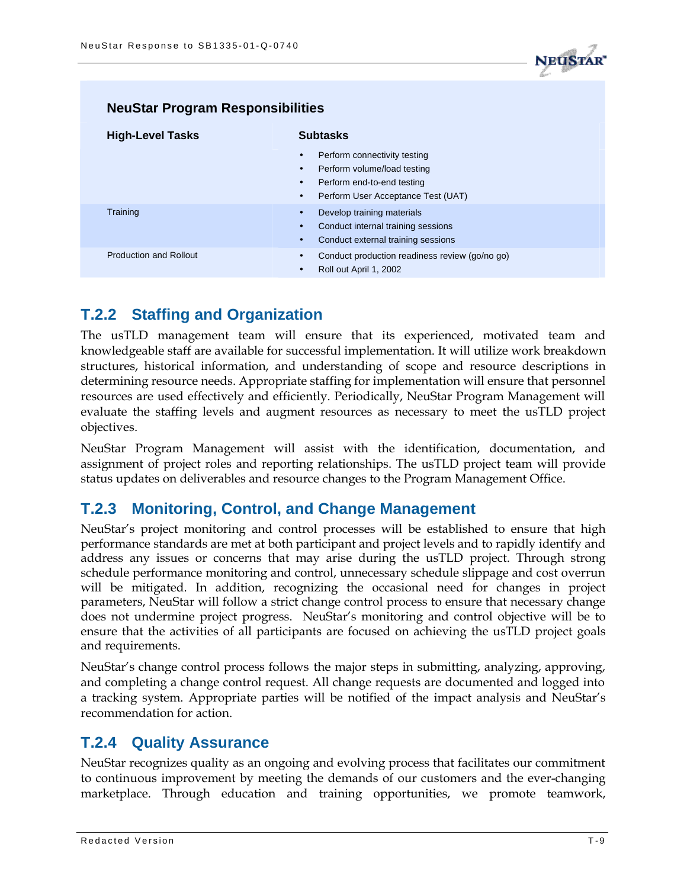**NeuStar Program Responsibilities**

| High-Level Tasks | Subtasks |
|---|---|
| | • Perform connectivity testing<br>• Perform volume/load testing<br>• Perform end-to-end testing<br>• Perform User Acceptance Test (UAT) |
| Training | • Develop training materials<br>• Conduct internal training sessions<br>• Conduct external training sessions |
| Production and Rollout | • Conduct production readiness review (go/no go)<br>• Roll out April 1, 2002 |

## T.2.2 Staffing and Organization

The usTLD management team will ensure that its experienced, motivated team and knowledgeable staff are available for successful implementation. It will utilize work breakdown structures, historical information, and understanding of scope and resource descriptions in determining resource needs. Appropriate staffing for implementation will ensure that personnel resources are used effectively and efficiently. Periodically, NeuStar Program Management will evaluate the staffing levels and augment resources as necessary to meet the usTLD project objectives.

NeuStar Program Management will assist with the identification, documentation, and assignment of project roles and reporting relationships. The usTLD project team will provide status updates on deliverables and resource changes to the Program Management Office.

## T.2.3 Monitoring, Control, and Change Management

NeuStar's project monitoring and control processes will be established to ensure that high performance standards are met at both participant and project levels and to rapidly identify and address any issues or concerns that may arise during the usTLD project. Through strong schedule performance monitoring and control, unnecessary schedule slippage and cost overrun will be mitigated. In addition, recognizing the occasional need for changes in project parameters, NeuStar will follow a strict change control process to ensure that necessary change does not undermine project progress. NeuStar's monitoring and control objective will be to ensure that the activities of all participants are focused on achieving the usTLD project goals and requirements.

NeuStar's change control process follows the major steps in submitting, analyzing, approving, and completing a change control request. All change requests are documented and logged into a tracking system. Appropriate parties will be notified of the impact analysis and NeuStar's recommendation for action.

## T.2.4 Quality Assurance

NeuStar recognizes quality as an ongoing and evolving process that facilitates our commitment to continuous improvement by meeting the demands of our customers and the ever-changing marketplace. Through education and training opportunities, we promote teamwork,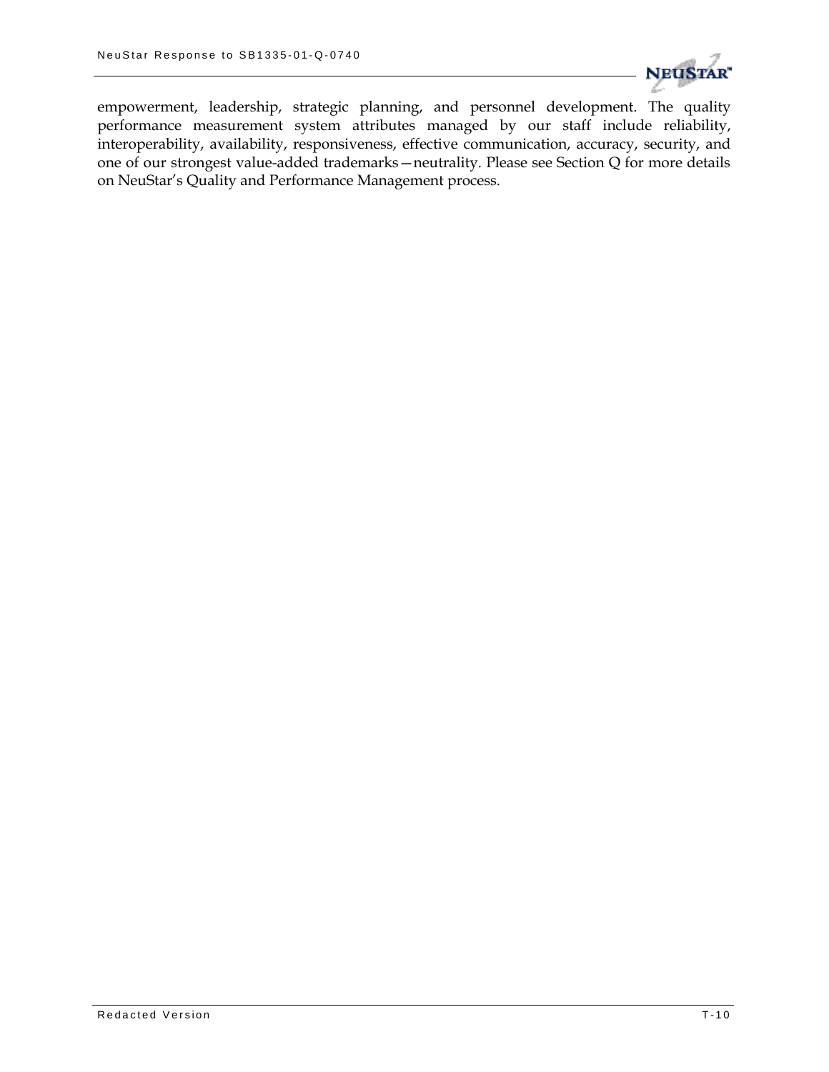empowerment, leadership, strategic planning, and personnel development. The quality performance measurement system attributes managed by our staff include reliability, interoperability, availability, responsiveness, effective communication, accuracy, security, and one of our strongest value-added trademarks—neutrality. Please see Section Q for more details on NeuStar's Quality and Performance Management process.